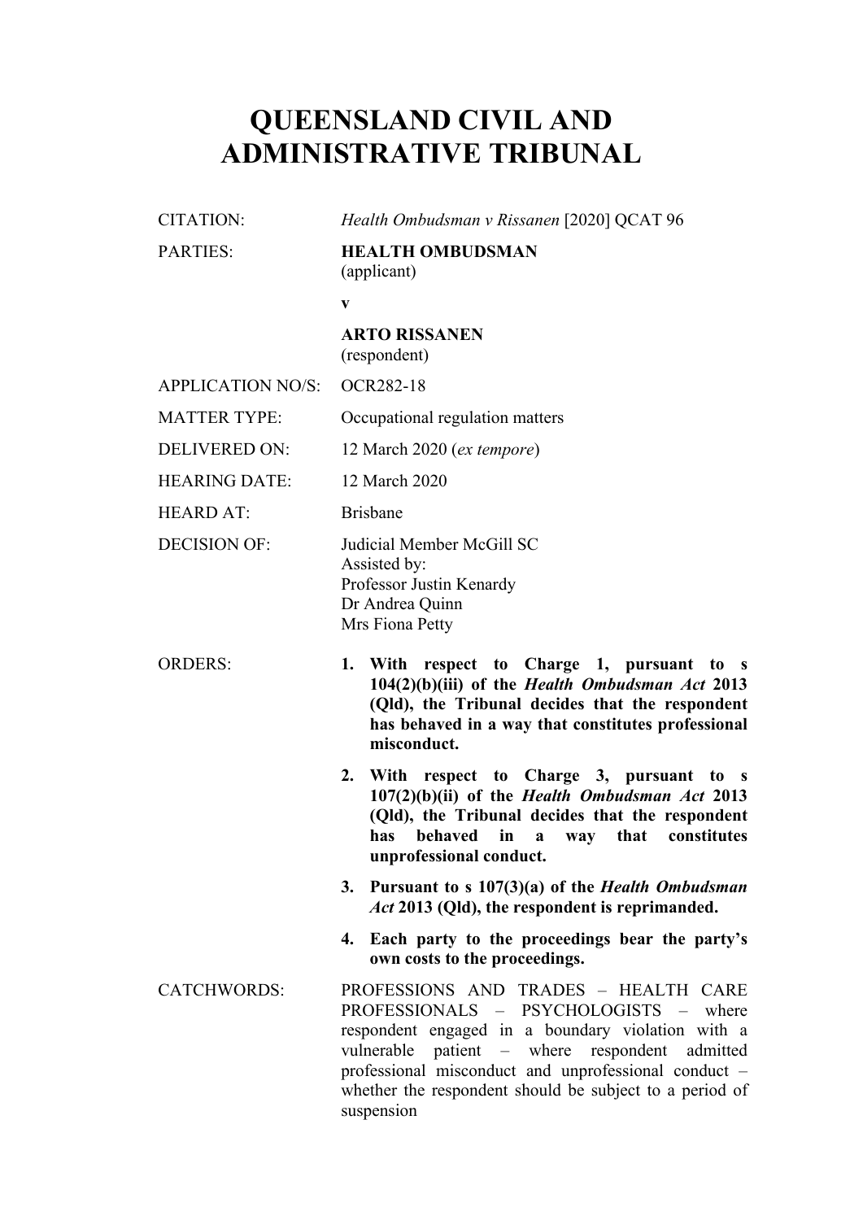# QUEENSLAND CIVIL AND ADMINISTRATIVE TRIBUNAL

| | |
|---|---|
| CITATION: | *Health Ombudsman v Rissanen* [2020] QCAT 96 |
| PARTIES: | **HEALTH OMBUDSMAN**<br>(applicant)<br>**v**<br>**ARTO RISSANEN**<br>(respondent) |
| APPLICATION NO/S: | OCR282-18 |
| MATTER TYPE: | Occupational regulation matters |
| DELIVERED ON: | 12 March 2020 (*ex tempore*) |
| HEARING DATE: | 12 March 2020 |
| HEARD AT: | Brisbane |
| DECISION OF: | Judicial Member McGill SC<br>Assisted by:<br>Professor Justin Kenardy<br>Dr Andrea Quinn<br>Mrs Fiona Petty |
| ORDERS: | **1. With respect to Charge 1, pursuant to s 104(2)(b)(iii) of the *Health Ombudsman Act* 2013 (Qld), the Tribunal decides that the respondent has behaved in a way that constitutes professional misconduct.**<br>**2. With respect to Charge 3, pursuant to s 107(2)(b)(ii) of the *Health Ombudsman Act* 2013 (Qld), the Tribunal decides that the respondent has behaved in a way that constitutes unprofessional conduct.**<br>**3. Pursuant to s 107(3)(a) of the *Health Ombudsman Act* 2013 (Qld), the respondent is reprimanded.**<br>**4. Each party to the proceedings bear the party's own costs to the proceedings.** |
| CATCHWORDS: | PROFESSIONS AND TRADES – HEALTH CARE PROFESSIONALS – PSYCHOLOGISTS – where respondent engaged in a boundary violation with a vulnerable patient – where respondent admitted professional misconduct and unprofessional conduct – whether the respondent should be subject to a period of suspension |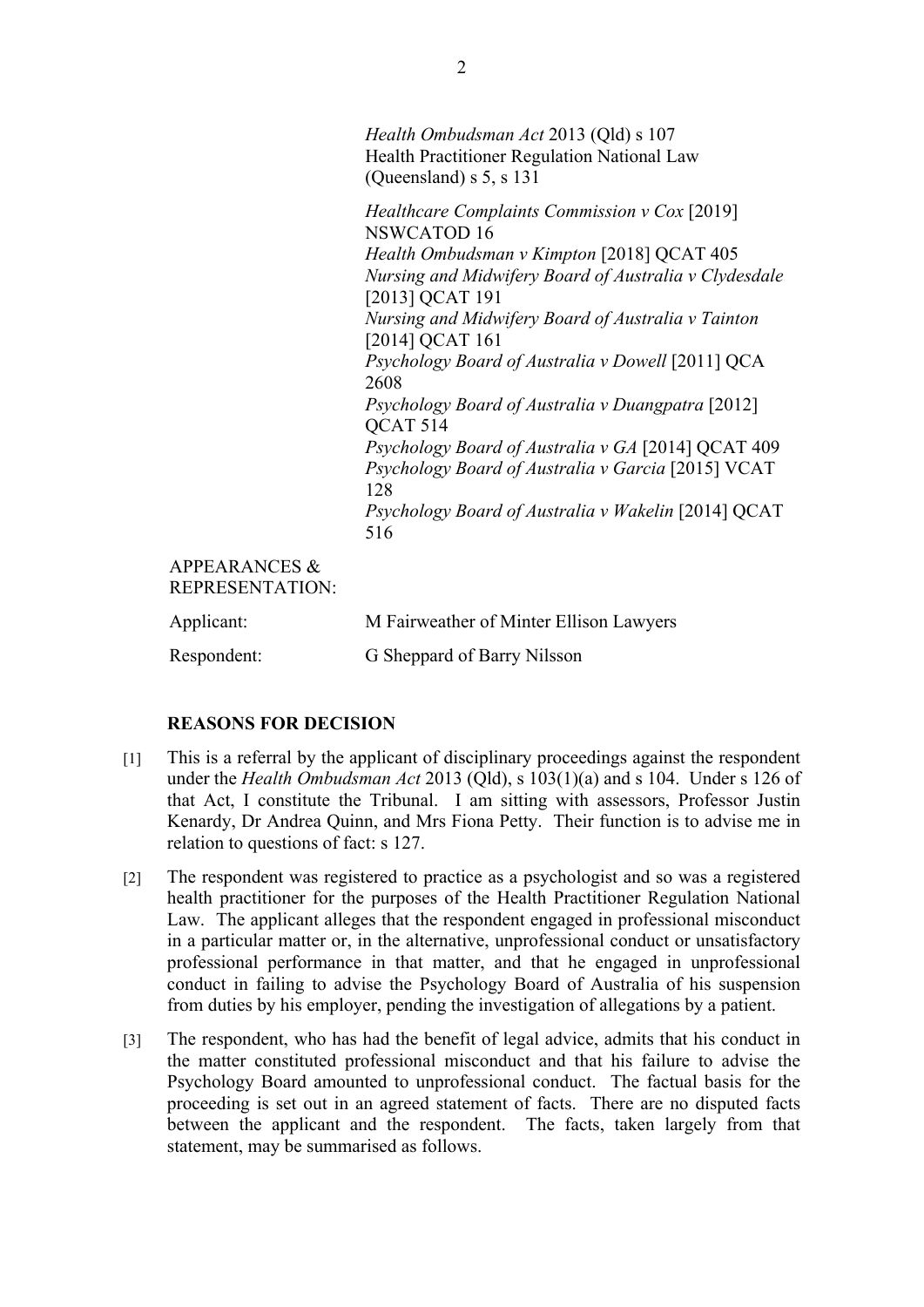*Health Ombudsman Act* 2013 (Qld) s 107
Health Practitioner Regulation National Law (Queensland) s 5, s 131

*Healthcare Complaints Commission v Cox* [2019] NSWCATOD 16
*Health Ombudsman v Kimpton* [2018] QCAT 405
*Nursing and Midwifery Board of Australia v Clydesdale* [2013] QCAT 191
*Nursing and Midwifery Board of Australia v Tainton* [2014] QCAT 161
*Psychology Board of Australia v Dowell* [2011] QCA 2608
*Psychology Board of Australia v Duangpatra* [2012] QCAT 514
*Psychology Board of Australia v GA* [2014] QCAT 409
*Psychology Board of Australia v Garcia* [2015] VCAT 128
*Psychology Board of Australia v Wakelin* [2014] QCAT 516

APPEARANCES & REPRESENTATION:

| | |
|---|---|
| Applicant: | M Fairweather of Minter Ellison Lawyers |
| Respondent: | G Sheppard of Barry Nilsson |

**REASONS FOR DECISION**

[1] This is a referral by the applicant of disciplinary proceedings against the respondent under the *Health Ombudsman Act* 2013 (Qld), s 103(1)(a) and s 104. Under s 126 of that Act, I constitute the Tribunal. I am sitting with assessors, Professor Justin Kenardy, Dr Andrea Quinn, and Mrs Fiona Petty. Their function is to advise me in relation to questions of fact: s 127.

[2] The respondent was registered to practice as a psychologist and so was a registered health practitioner for the purposes of the Health Practitioner Regulation National Law. The applicant alleges that the respondent engaged in professional misconduct in a particular matter or, in the alternative, unprofessional conduct or unsatisfactory professional performance in that matter, and that he engaged in unprofessional conduct in failing to advise the Psychology Board of Australia of his suspension from duties by his employer, pending the investigation of allegations by a patient.

[3] The respondent, who has had the benefit of legal advice, admits that his conduct in the matter constituted professional misconduct and that his failure to advise the Psychology Board amounted to unprofessional conduct. The factual basis for the proceeding is set out in an agreed statement of facts. There are no disputed facts between the applicant and the respondent. The facts, taken largely from that statement, may be summarised as follows.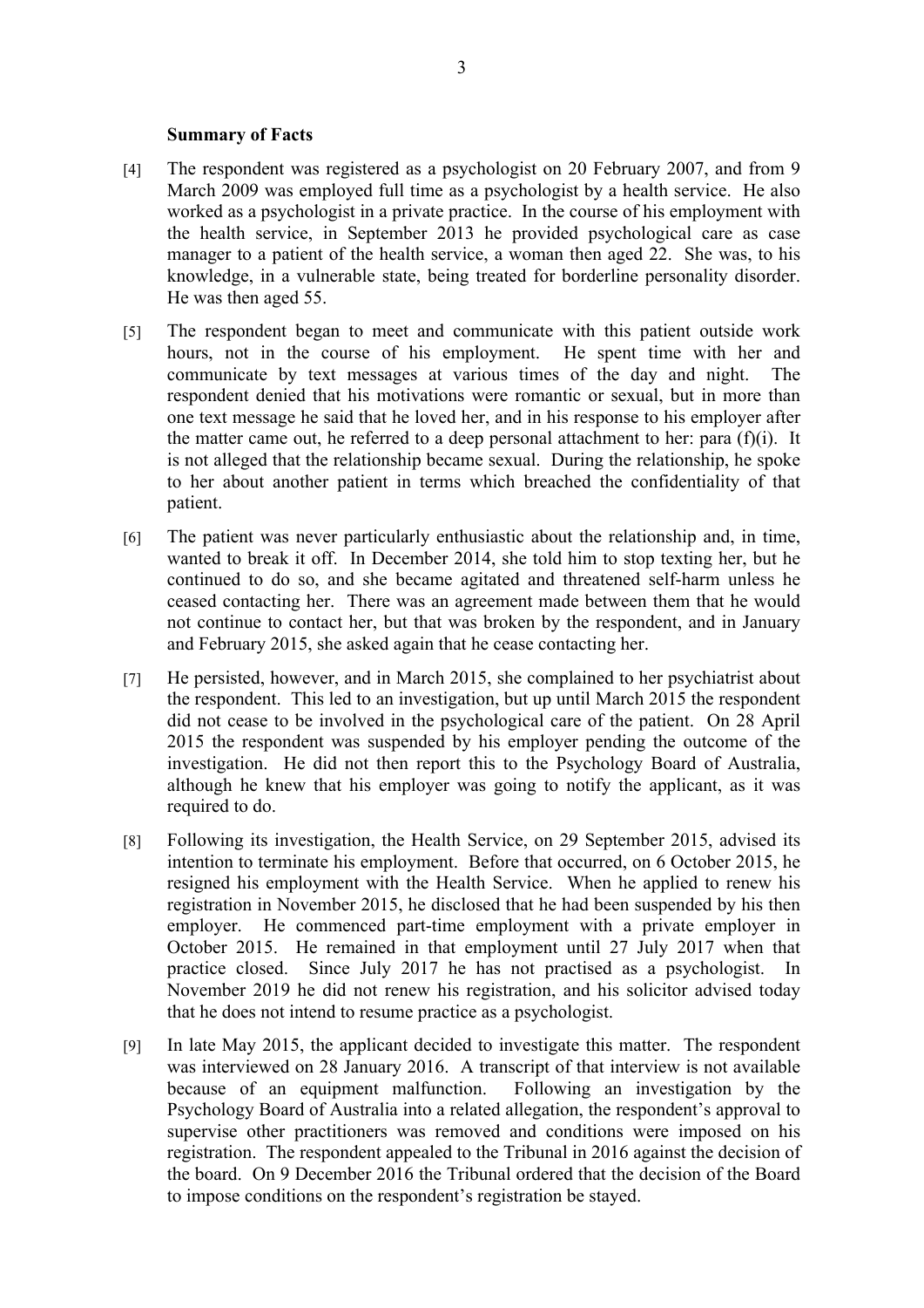**Summary of Facts**

[4] The respondent was registered as a psychologist on 20 February 2007, and from 9 March 2009 was employed full time as a psychologist by a health service. He also worked as a psychologist in a private practice. In the course of his employment with the health service, in September 2013 he provided psychological care as case manager to a patient of the health service, a woman then aged 22. She was, to his knowledge, in a vulnerable state, being treated for borderline personality disorder. He was then aged 55.

[5] The respondent began to meet and communicate with this patient outside work hours, not in the course of his employment. He spent time with her and communicate by text messages at various times of the day and night. The respondent denied that his motivations were romantic or sexual, but in more than one text message he said that he loved her, and in his response to his employer after the matter came out, he referred to a deep personal attachment to her: para (f)(i). It is not alleged that the relationship became sexual. During the relationship, he spoke to her about another patient in terms which breached the confidentiality of that patient.

[6] The patient was never particularly enthusiastic about the relationship and, in time, wanted to break it off. In December 2014, she told him to stop texting her, but he continued to do so, and she became agitated and threatened self-harm unless he ceased contacting her. There was an agreement made between them that he would not continue to contact her, but that was broken by the respondent, and in January and February 2015, she asked again that he cease contacting her.

[7] He persisted, however, and in March 2015, she complained to her psychiatrist about the respondent. This led to an investigation, but up until March 2015 the respondent did not cease to be involved in the psychological care of the patient. On 28 April 2015 the respondent was suspended by his employer pending the outcome of the investigation. He did not then report this to the Psychology Board of Australia, although he knew that his employer was going to notify the applicant, as it was required to do.

[8] Following its investigation, the Health Service, on 29 September 2015, advised its intention to terminate his employment. Before that occurred, on 6 October 2015, he resigned his employment with the Health Service. When he applied to renew his registration in November 2015, he disclosed that he had been suspended by his then employer. He commenced part-time employment with a private employer in October 2015. He remained in that employment until 27 July 2017 when that practice closed. Since July 2017 he has not practised as a psychologist. In November 2019 he did not renew his registration, and his solicitor advised today that he does not intend to resume practice as a psychologist.

[9] In late May 2015, the applicant decided to investigate this matter. The respondent was interviewed on 28 January 2016. A transcript of that interview is not available because of an equipment malfunction. Following an investigation by the Psychology Board of Australia into a related allegation, the respondent's approval to supervise other practitioners was removed and conditions were imposed on his registration. The respondent appealed to the Tribunal in 2016 against the decision of the board. On 9 December 2016 the Tribunal ordered that the decision of the Board to impose conditions on the respondent's registration be stayed.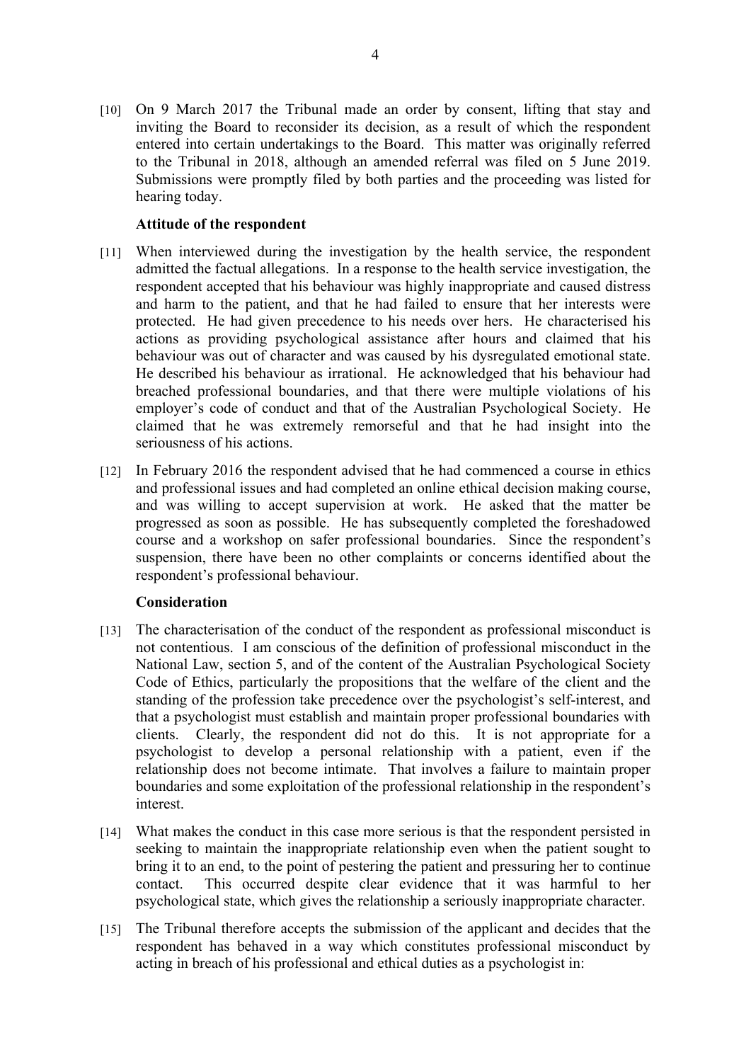[10] On 9 March 2017 the Tribunal made an order by consent, lifting that stay and inviting the Board to reconsider its decision, as a result of which the respondent entered into certain undertakings to the Board. This matter was originally referred to the Tribunal in 2018, although an amended referral was filed on 5 June 2019. Submissions were promptly filed by both parties and the proceeding was listed for hearing today.

**Attitude of the respondent**

[11] When interviewed during the investigation by the health service, the respondent admitted the factual allegations. In a response to the health service investigation, the respondent accepted that his behaviour was highly inappropriate and caused distress and harm to the patient, and that he had failed to ensure that her interests were protected. He had given precedence to his needs over hers. He characterised his actions as providing psychological assistance after hours and claimed that his behaviour was out of character and was caused by his dysregulated emotional state. He described his behaviour as irrational. He acknowledged that his behaviour had breached professional boundaries, and that there were multiple violations of his employer's code of conduct and that of the Australian Psychological Society. He claimed that he was extremely remorseful and that he had insight into the seriousness of his actions.

[12] In February 2016 the respondent advised that he had commenced a course in ethics and professional issues and had completed an online ethical decision making course, and was willing to accept supervision at work. He asked that the matter be progressed as soon as possible. He has subsequently completed the foreshadowed course and a workshop on safer professional boundaries. Since the respondent's suspension, there have been no other complaints or concerns identified about the respondent's professional behaviour.

**Consideration**

[13] The characterisation of the conduct of the respondent as professional misconduct is not contentious. I am conscious of the definition of professional misconduct in the National Law, section 5, and of the content of the Australian Psychological Society Code of Ethics, particularly the propositions that the welfare of the client and the standing of the profession take precedence over the psychologist's self-interest, and that a psychologist must establish and maintain proper professional boundaries with clients. Clearly, the respondent did not do this. It is not appropriate for a psychologist to develop a personal relationship with a patient, even if the relationship does not become intimate. That involves a failure to maintain proper boundaries and some exploitation of the professional relationship in the respondent's interest.

[14] What makes the conduct in this case more serious is that the respondent persisted in seeking to maintain the inappropriate relationship even when the patient sought to bring it to an end, to the point of pestering the patient and pressuring her to continue contact. This occurred despite clear evidence that it was harmful to her psychological state, which gives the relationship a seriously inappropriate character.

[15] The Tribunal therefore accepts the submission of the applicant and decides that the respondent has behaved in a way which constitutes professional misconduct by acting in breach of his professional and ethical duties as a psychologist in: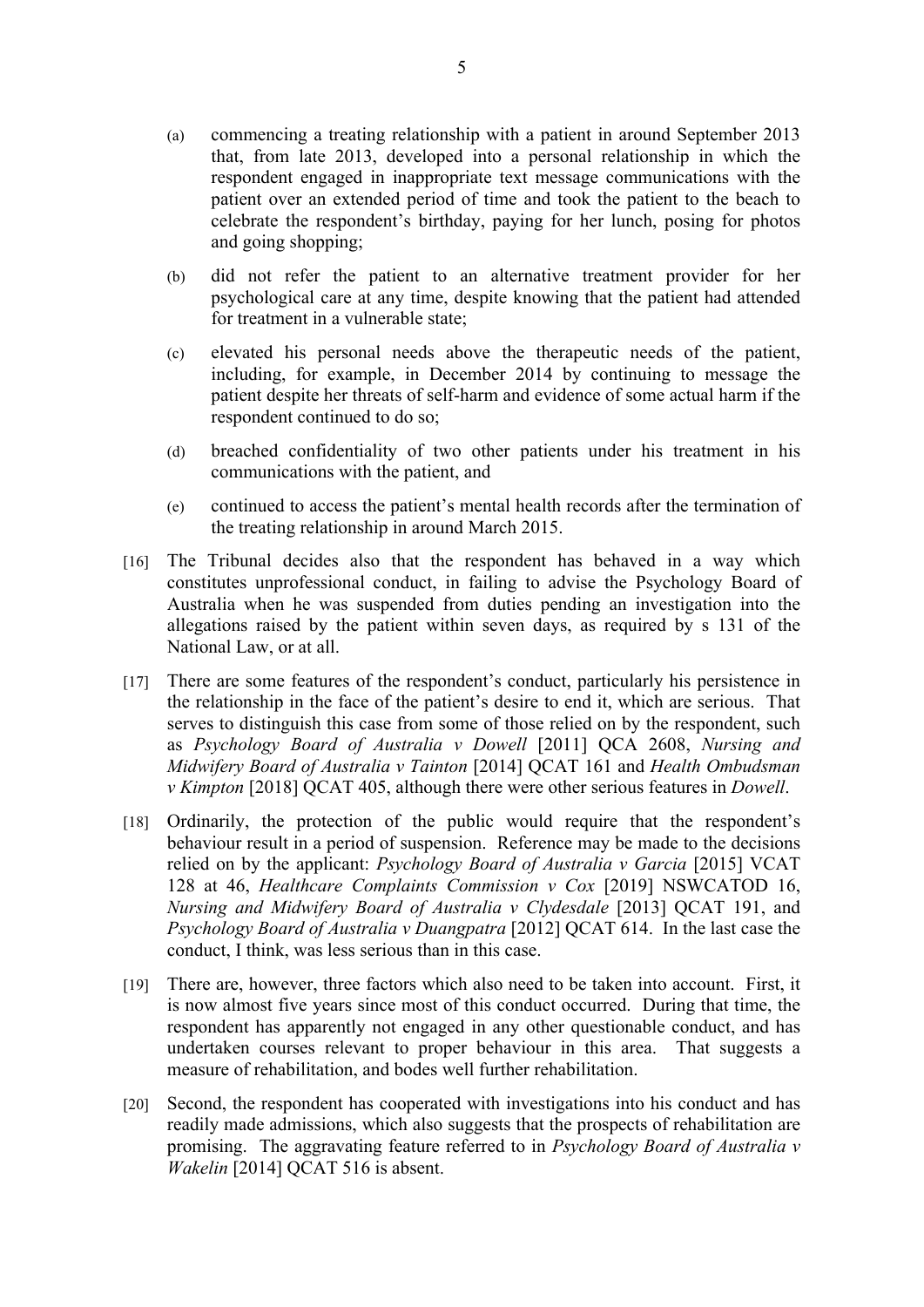(a) commencing a treating relationship with a patient in around September 2013 that, from late 2013, developed into a personal relationship in which the respondent engaged in inappropriate text message communications with the patient over an extended period of time and took the patient to the beach to celebrate the respondent's birthday, paying for her lunch, posing for photos and going shopping;

(b) did not refer the patient to an alternative treatment provider for her psychological care at any time, despite knowing that the patient had attended for treatment in a vulnerable state;

(c) elevated his personal needs above the therapeutic needs of the patient, including, for example, in December 2014 by continuing to message the patient despite her threats of self-harm and evidence of some actual harm if the respondent continued to do so;

(d) breached confidentiality of two other patients under his treatment in his communications with the patient, and

(e) continued to access the patient's mental health records after the termination of the treating relationship in around March 2015.

[16] The Tribunal decides also that the respondent has behaved in a way which constitutes unprofessional conduct, in failing to advise the Psychology Board of Australia when he was suspended from duties pending an investigation into the allegations raised by the patient within seven days, as required by s 131 of the National Law, or at all.

[17] There are some features of the respondent's conduct, particularly his persistence in the relationship in the face of the patient's desire to end it, which are serious. That serves to distinguish this case from some of those relied on by the respondent, such as *Psychology Board of Australia v Dowell* [2011] QCA 2608, *Nursing and Midwifery Board of Australia v Tainton* [2014] QCAT 161 and *Health Ombudsman v Kimpton* [2018] QCAT 405, although there were other serious features in *Dowell*.

[18] Ordinarily, the protection of the public would require that the respondent's behaviour result in a period of suspension. Reference may be made to the decisions relied on by the applicant: *Psychology Board of Australia v Garcia* [2015] VCAT 128 at 46, *Healthcare Complaints Commission v Cox* [2019] NSWCATOD 16, *Nursing and Midwifery Board of Australia v Clydesdale* [2013] QCAT 191, and *Psychology Board of Australia v Duangpatra* [2012] QCAT 614. In the last case the conduct, I think, was less serious than in this case.

[19] There are, however, three factors which also need to be taken into account. First, it is now almost five years since most of this conduct occurred. During that time, the respondent has apparently not engaged in any other questionable conduct, and has undertaken courses relevant to proper behaviour in this area. That suggests a measure of rehabilitation, and bodes well further rehabilitation.

[20] Second, the respondent has cooperated with investigations into his conduct and has readily made admissions, which also suggests that the prospects of rehabilitation are promising. The aggravating feature referred to in *Psychology Board of Australia v Wakelin* [2014] QCAT 516 is absent.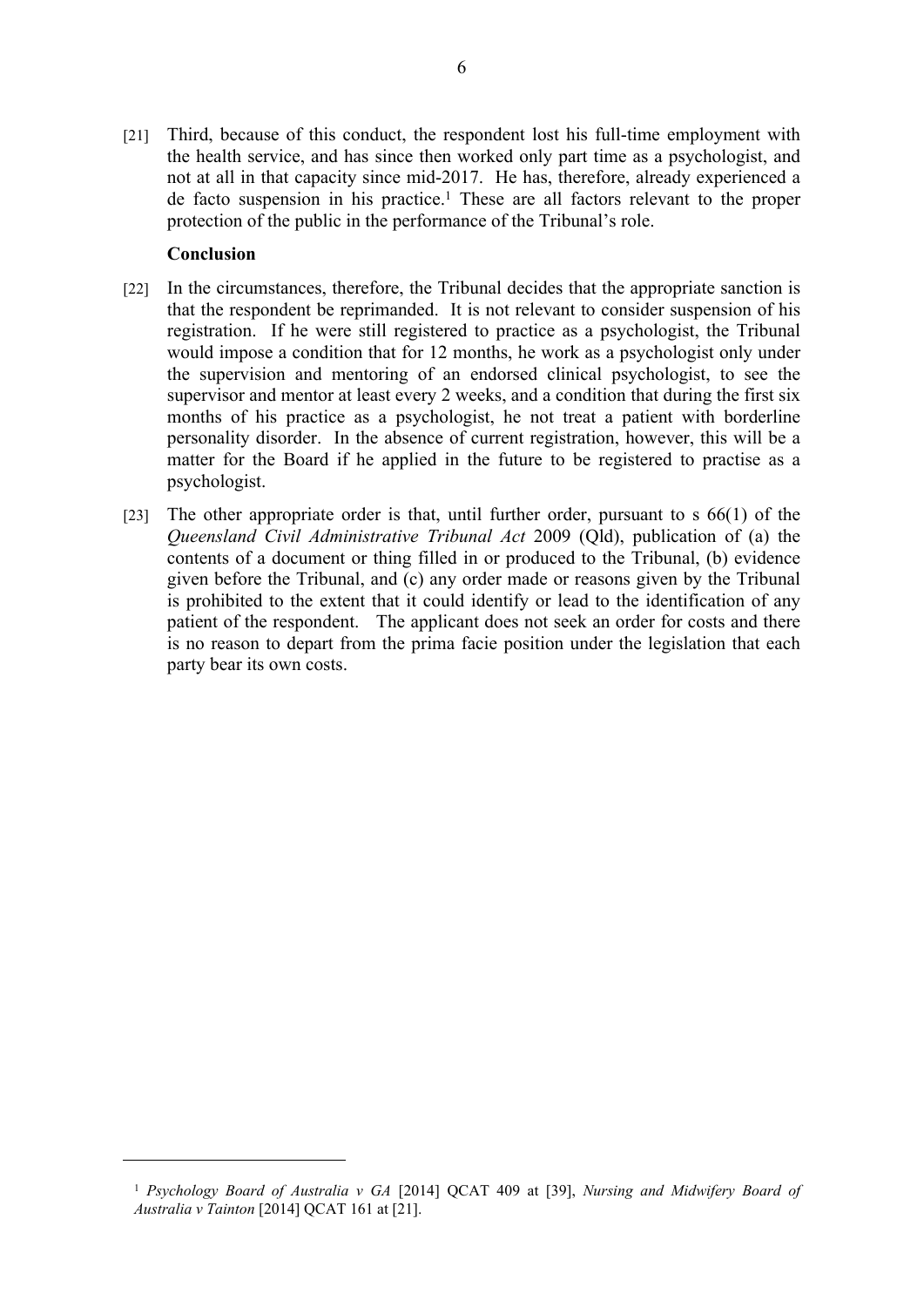[21] Third, because of this conduct, the respondent lost his full-time employment with the health service, and has since then worked only part time as a psychologist, and not at all in that capacity since mid-2017. He has, therefore, already experienced a de facto suspension in his practice.[1] These are all factors relevant to the proper protection of the public in the performance of the Tribunal's role.

**Conclusion**

[22] In the circumstances, therefore, the Tribunal decides that the appropriate sanction is that the respondent be reprimanded. It is not relevant to consider suspension of his registration. If he were still registered to practice as a psychologist, the Tribunal would impose a condition that for 12 months, he work as a psychologist only under the supervision and mentoring of an endorsed clinical psychologist, to see the supervisor and mentor at least every 2 weeks, and a condition that during the first six months of his practice as a psychologist, he not treat a patient with borderline personality disorder. In the absence of current registration, however, this will be a matter for the Board if he applied in the future to be registered to practise as a psychologist.

[23] The other appropriate order is that, until further order, pursuant to s 66(1) of the *Queensland Civil Administrative Tribunal Act* 2009 (Qld), publication of (a) the contents of a document or thing filled in or produced to the Tribunal, (b) evidence given before the Tribunal, and (c) any order made or reasons given by the Tribunal is prohibited to the extent that it could identify or lead to the identification of any patient of the respondent. The applicant does not seek an order for costs and there is no reason to depart from the prima facie position under the legislation that each party bear its own costs.

---

[1] *Psychology Board of Australia v GA* [2014] QCAT 409 at [39], *Nursing and Midwifery Board of Australia v Tainton* [2014] QCAT 161 at [21].